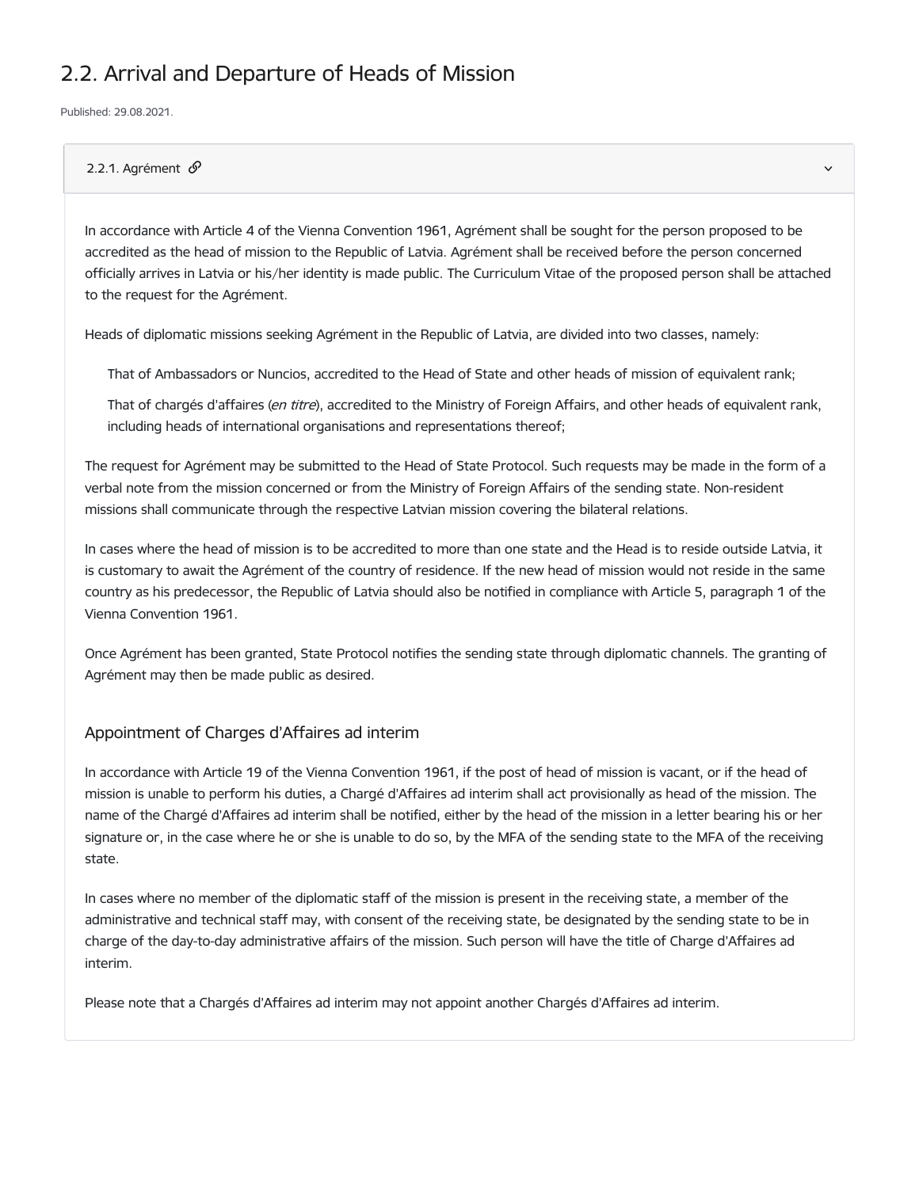# 2.2. Arrival and Departure of Heads of Mission

Published: 29.08.2021.

## 2.2.1. Agrément

In accordance with Article 4 of the Vienna Convention 1961, Agrément shall be sought for the person proposed to be accredited as the head of mission to the Republic of Latvia. Agrément shall be received before the person concerned officially arrives in Latvia or his/her identity is made public. The Curriculum Vitae of the proposed person shall be attached to the request for the Agrément.

Heads of diplomatic missions seeking Agrément in the Republic of Latvia, are divided into two classes, namely:

> That of Ambassadors or Nuncios, accredited to the Head of State and other heads of mission of equivalent rank;
>
> That of chargés d'affaires (*en titre*), accredited to the Ministry of Foreign Affairs, and other heads of equivalent rank, including heads of international organisations and representations thereof;

The request for Agrément may be submitted to the Head of State Protocol. Such requests may be made in the form of a verbal note from the mission concerned or from the Ministry of Foreign Affairs of the sending state. Non-resident missions shall communicate through the respective Latvian mission covering the bilateral relations.

In cases where the head of mission is to be accredited to more than one state and the Head is to reside outside Latvia, it is customary to await the Agrément of the country of residence. If the new head of mission would not reside in the same country as his predecessor, the Republic of Latvia should also be notified in compliance with Article 5, paragraph 1 of the Vienna Convention 1961.

Once Agrément has been granted, State Protocol notifies the sending state through diplomatic channels. The granting of Agrément may then be made public as desired.

### Appointment of Charges d'Affaires ad interim

In accordance with Article 19 of the Vienna Convention 1961, if the post of head of mission is vacant, or if the head of mission is unable to perform his duties, a Chargé d'Affaires ad interim shall act provisionally as head of the mission. The name of the Chargé d'Affaires ad interim shall be notified, either by the head of the mission in a letter bearing his or her signature or, in the case where he or she is unable to do so, by the MFA of the sending state to the MFA of the receiving state.

In cases where no member of the diplomatic staff of the mission is present in the receiving state, a member of the administrative and technical staff may, with consent of the receiving state, be designated by the sending state to be in charge of the day-to-day administrative affairs of the mission. Such person will have the title of Charge d'Affaires ad interim.

Please note that a Chargés d'Affaires ad interim may not appoint another Chargés d'Affaires ad interim.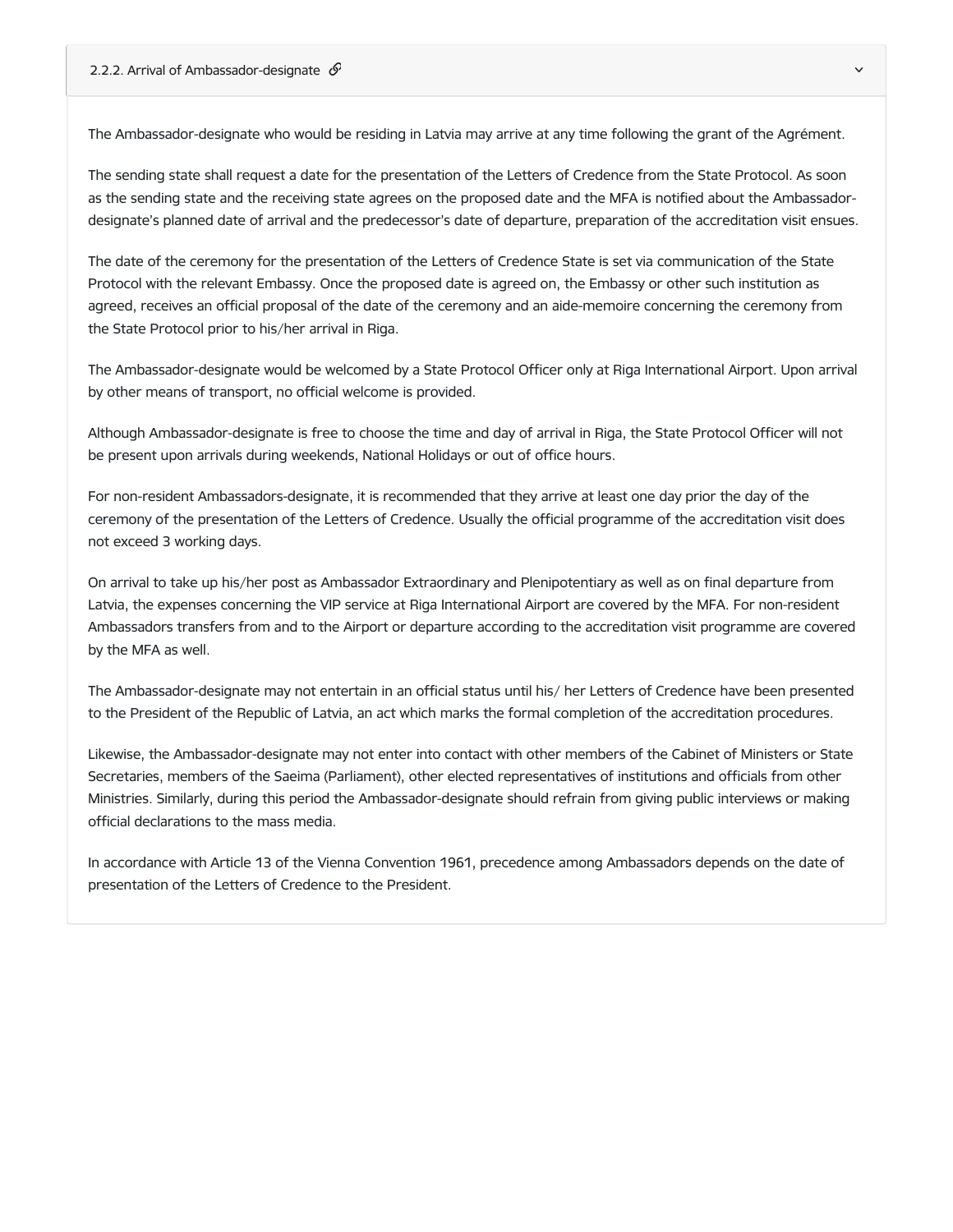### 2.2.2. Arrival of Ambassador-designate

The Ambassador-designate who would be residing in Latvia may arrive at any time following the grant of the Agrément.

The sending state shall request a date for the presentation of the Letters of Credence from the State Protocol. As soon as the sending state and the receiving state agrees on the proposed date and the MFA is notified about the Ambassador-designate's planned date of arrival and the predecessor's date of departure, preparation of the accreditation visit ensues.

The date of the ceremony for the presentation of the Letters of Credence State is set via communication of the State Protocol with the relevant Embassy. Once the proposed date is agreed on, the Embassy or other such institution as agreed, receives an official proposal of the date of the ceremony and an aide-memoire concerning the ceremony from the State Protocol prior to his/her arrival in Riga.

The Ambassador-designate would be welcomed by a State Protocol Officer only at Riga International Airport. Upon arrival by other means of transport, no official welcome is provided.

Although Ambassador-designate is free to choose the time and day of arrival in Riga, the State Protocol Officer will not be present upon arrivals during weekends, National Holidays or out of office hours.

For non-resident Ambassadors-designate, it is recommended that they arrive at least one day prior the day of the ceremony of the presentation of the Letters of Credence. Usually the official programme of the accreditation visit does not exceed 3 working days.

On arrival to take up his/her post as Ambassador Extraordinary and Plenipotentiary as well as on final departure from Latvia, the expenses concerning the VIP service at Riga International Airport are covered by the MFA. For non-resident Ambassadors transfers from and to the Airport or departure according to the accreditation visit programme are covered by the MFA as well.

The Ambassador-designate may not entertain in an official status until his/ her Letters of Credence have been presented to the President of the Republic of Latvia, an act which marks the formal completion of the accreditation procedures.

Likewise, the Ambassador-designate may not enter into contact with other members of the Cabinet of Ministers or State Secretaries, members of the Saeima (Parliament), other elected representatives of institutions and officials from other Ministries. Similarly, during this period the Ambassador-designate should refrain from giving public interviews or making official declarations to the mass media.

In accordance with Article 13 of the Vienna Convention 1961, precedence among Ambassadors depends on the date of presentation of the Letters of Credence to the President.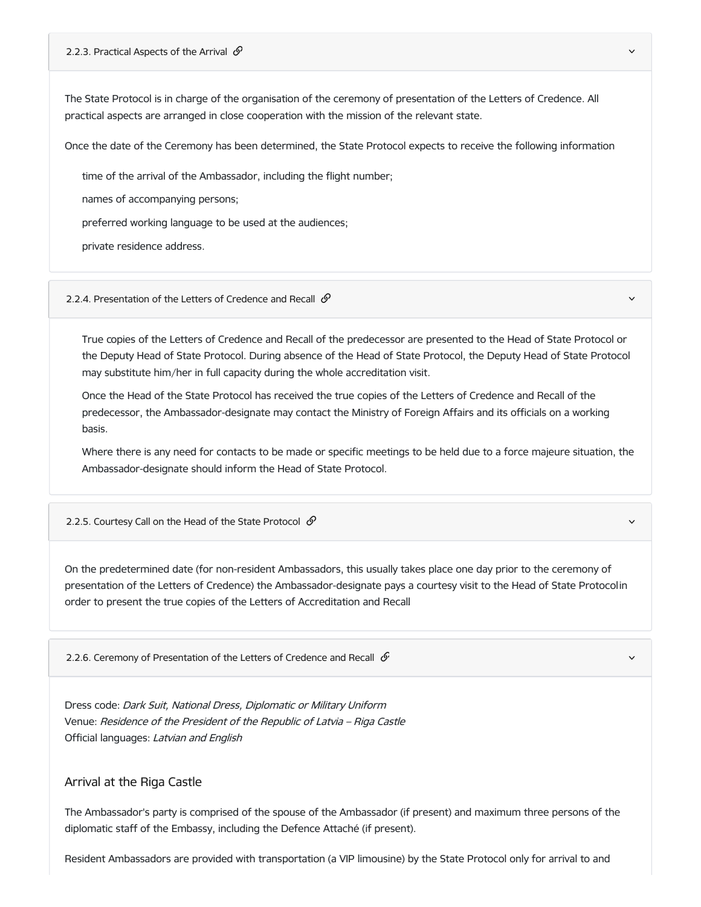### 2.2.3. Practical Aspects of the Arrival

The State Protocol is in charge of the organisation of the ceremony of presentation of the Letters of Credence. All practical aspects are arranged in close cooperation with the mission of the relevant state.

Once the date of the Ceremony has been determined, the State Protocol expects to receive the following information

- time of the arrival of the Ambassador, including the flight number;
- names of accompanying persons;
- preferred working language to be used at the audiences;
- private residence address.

### 2.2.4. Presentation of the Letters of Credence and Recall

True copies of the Letters of Credence and Recall of the predecessor are presented to the Head of State Protocol or the Deputy Head of State Protocol. During absence of the Head of State Protocol, the Deputy Head of State Protocol may substitute him/her in full capacity during the whole accreditation visit.

Once the Head of the State Protocol has received the true copies of the Letters of Credence and Recall of the predecessor, the Ambassador-designate may contact the Ministry of Foreign Affairs and its officials on a working basis.

Where there is any need for contacts to be made or specific meetings to be held due to a force majeure situation, the Ambassador-designate should inform the Head of State Protocol.

### 2.2.5. Courtesy Call on the Head of the State Protocol

On the predetermined date (for non-resident Ambassadors, this usually takes place one day prior to the ceremony of presentation of the Letters of Credence) the Ambassador-designate pays a courtesy visit to the Head of State Protocolin order to present the true copies of the Letters of Accreditation and Recall

### 2.2.6. Ceremony of Presentation of the Letters of Credence and Recall

Dress code: *Dark Suit, National Dress, Diplomatic or Military Uniform*
Venue: *Residence of the President of the Republic of Latvia – Riga Castle*
Official languages: *Latvian and English*

#### Arrival at the Riga Castle

The Ambassador's party is comprised of the spouse of the Ambassador (if present) and maximum three persons of the diplomatic staff of the Embassy, including the Defence Attaché (if present).

Resident Ambassadors are provided with transportation (a VIP limousine) by the State Protocol only for arrival to and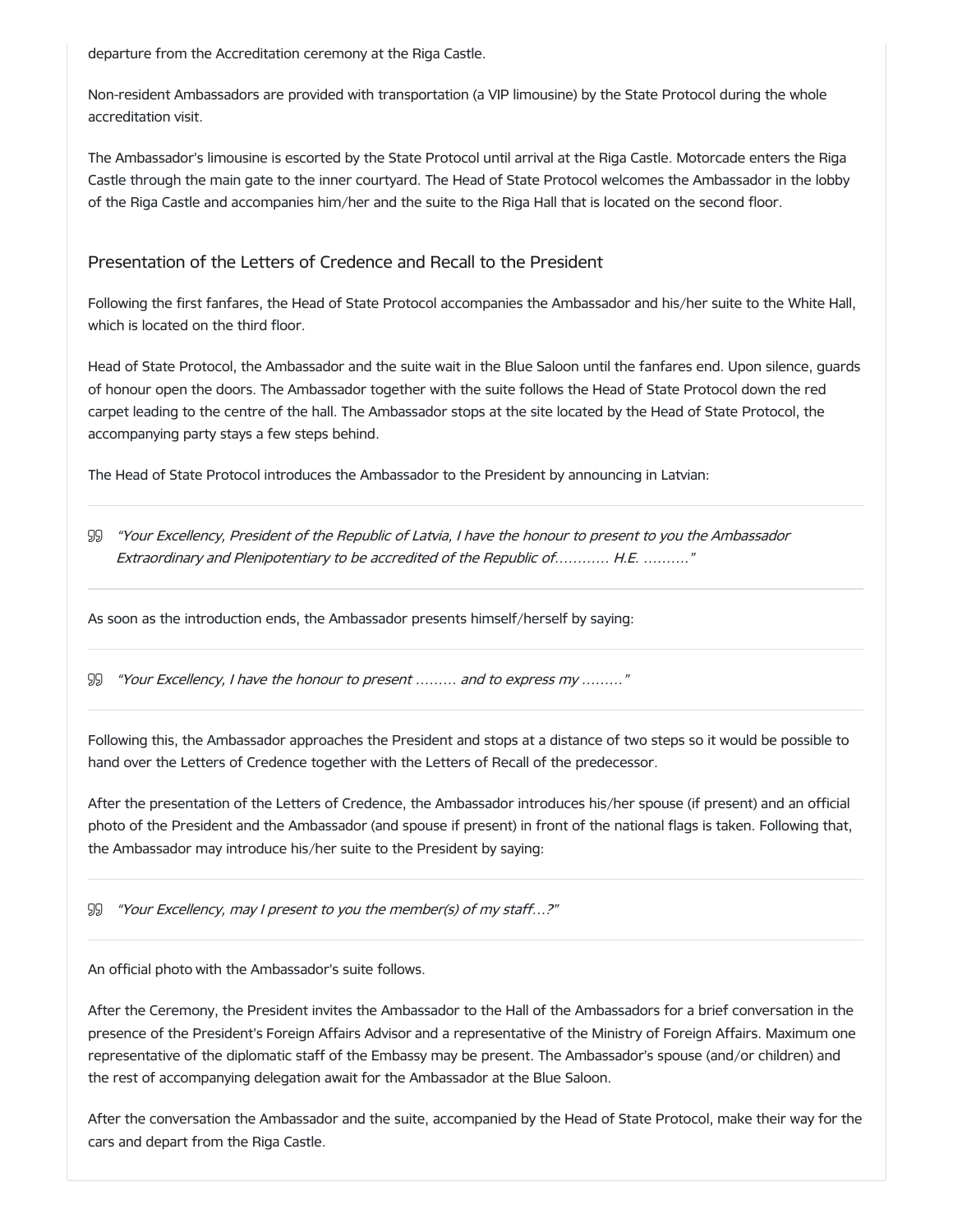departure from the Accreditation ceremony at the Riga Castle.

Non-resident Ambassadors are provided with transportation (a VIP limousine) by the State Protocol during the whole accreditation visit.

The Ambassador's limousine is escorted by the State Protocol until arrival at the Riga Castle. Motorcade enters the Riga Castle through the main gate to the inner courtyard. The Head of State Protocol welcomes the Ambassador in the lobby of the Riga Castle and accompanies him/her and the suite to the Riga Hall that is located on the second floor.

## Presentation of the Letters of Credence and Recall to the President

Following the first fanfares, the Head of State Protocol accompanies the Ambassador and his/her suite to the White Hall, which is located on the third floor.

Head of State Protocol, the Ambassador and the suite wait in the Blue Saloon until the fanfares end. Upon silence, guards of honour open the doors. The Ambassador together with the suite follows the Head of State Protocol down the red carpet leading to the centre of the hall. The Ambassador stops at the site located by the Head of State Protocol, the accompanying party stays a few steps behind.

The Head of State Protocol introduces the Ambassador to the President by announcing in Latvian:

---

> *"Your Excellency, President of the Republic of Latvia, I have the honour to present to you the Ambassador Extraordinary and Plenipotentiary to be accredited of the Republic of………… H.E. ……….."*

---

As soon as the introduction ends, the Ambassador presents himself/herself by saying:

---

> *"Your Excellency, I have the honour to present ……… and to express my ………"*

---

Following this, the Ambassador approaches the President and stops at a distance of two steps so it would be possible to hand over the Letters of Credence together with the Letters of Recall of the predecessor.

After the presentation of the Letters of Credence, the Ambassador introduces his/her spouse (if present) and an official photo of the President and the Ambassador (and spouse if present) in front of the national flags is taken. Following that, the Ambassador may introduce his/her suite to the President by saying:

---

> *"Your Excellency, may I present to you the member(s) of my staff…?"*

---

An official photo with the Ambassador's suite follows.

After the Ceremony, the President invites the Ambassador to the Hall of the Ambassadors for a brief conversation in the presence of the President's Foreign Affairs Advisor and a representative of the Ministry of Foreign Affairs. Maximum one representative of the diplomatic staff of the Embassy may be present. The Ambassador's spouse (and/or children) and the rest of accompanying delegation await for the Ambassador at the Blue Saloon.

After the conversation the Ambassador and the suite, accompanied by the Head of State Protocol, make their way for the cars and depart from the Riga Castle.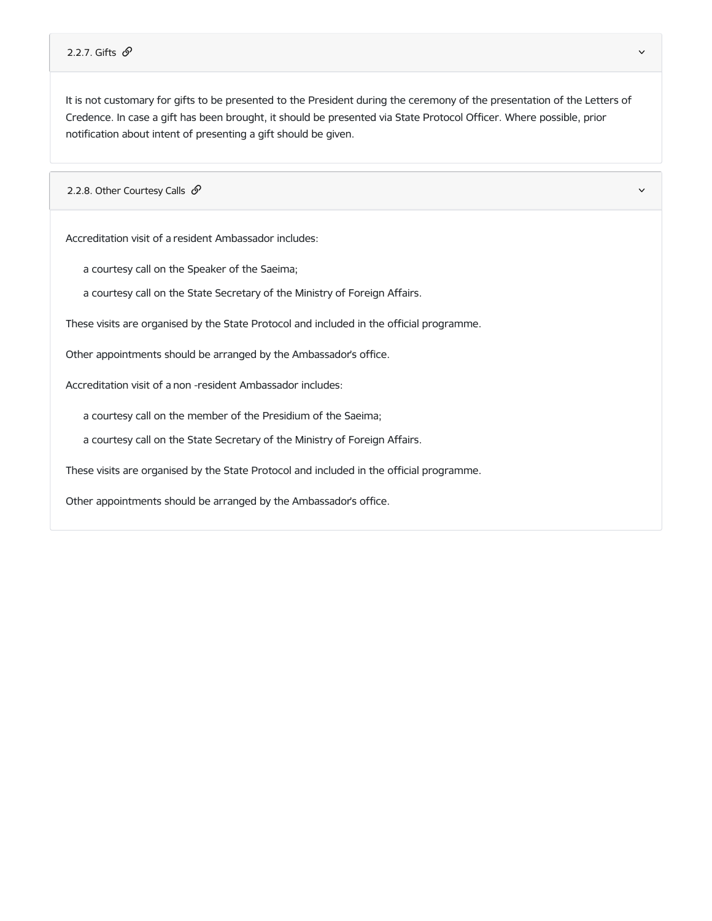### 2.2.7. Gifts

It is not customary for gifts to be presented to the President during the ceremony of the presentation of the Letters of Credence. In case a gift has been brought, it should be presented via State Protocol Officer. Where possible, prior notification about intent of presenting a gift should be given.

### 2.2.8. Other Courtesy Calls

Accreditation visit of a resident Ambassador includes:

- a courtesy call on the Speaker of the Saeima;
- a courtesy call on the State Secretary of the Ministry of Foreign Affairs.

These visits are organised by the State Protocol and included in the official programme.

Other appointments should be arranged by the Ambassador's office.

Accreditation visit of a non -resident Ambassador includes:

- a courtesy call on the member of the Presidium of the Saeima;
- a courtesy call on the State Secretary of the Ministry of Foreign Affairs.

These visits are organised by the State Protocol and included in the official programme.

Other appointments should be arranged by the Ambassador's office.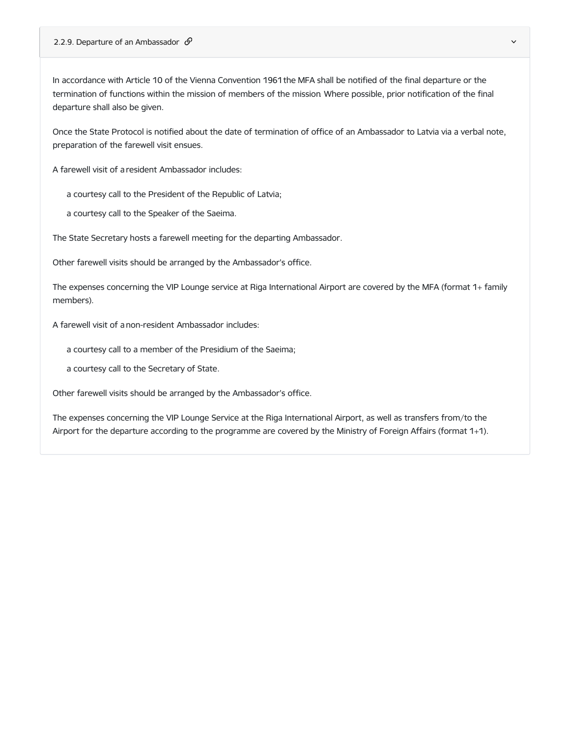### 2.2.9. Departure of an Ambassador

In accordance with Article 10 of the Vienna Convention 1961 the MFA shall be notified of the final departure or the termination of functions within the mission of members of the mission Where possible, prior notification of the final departure shall also be given.

Once the State Protocol is notified about the date of termination of office of an Ambassador to Latvia via a verbal note, preparation of the farewell visit ensues.

A farewell visit of a resident Ambassador includes:

- a courtesy call to the President of the Republic of Latvia;
- a courtesy call to the Speaker of the Saeima.

The State Secretary hosts a farewell meeting for the departing Ambassador.

Other farewell visits should be arranged by the Ambassador's office.

The expenses concerning the VIP Lounge service at Riga International Airport are covered by the MFA (format 1+ family members).

A farewell visit of a non-resident Ambassador includes:

- a courtesy call to a member of the Presidium of the Saeima;
- a courtesy call to the Secretary of State.

Other farewell visits should be arranged by the Ambassador's office.

The expenses concerning the VIP Lounge Service at the Riga International Airport, as well as transfers from/to the Airport for the departure according to the programme are covered by the Ministry of Foreign Affairs (format 1+1).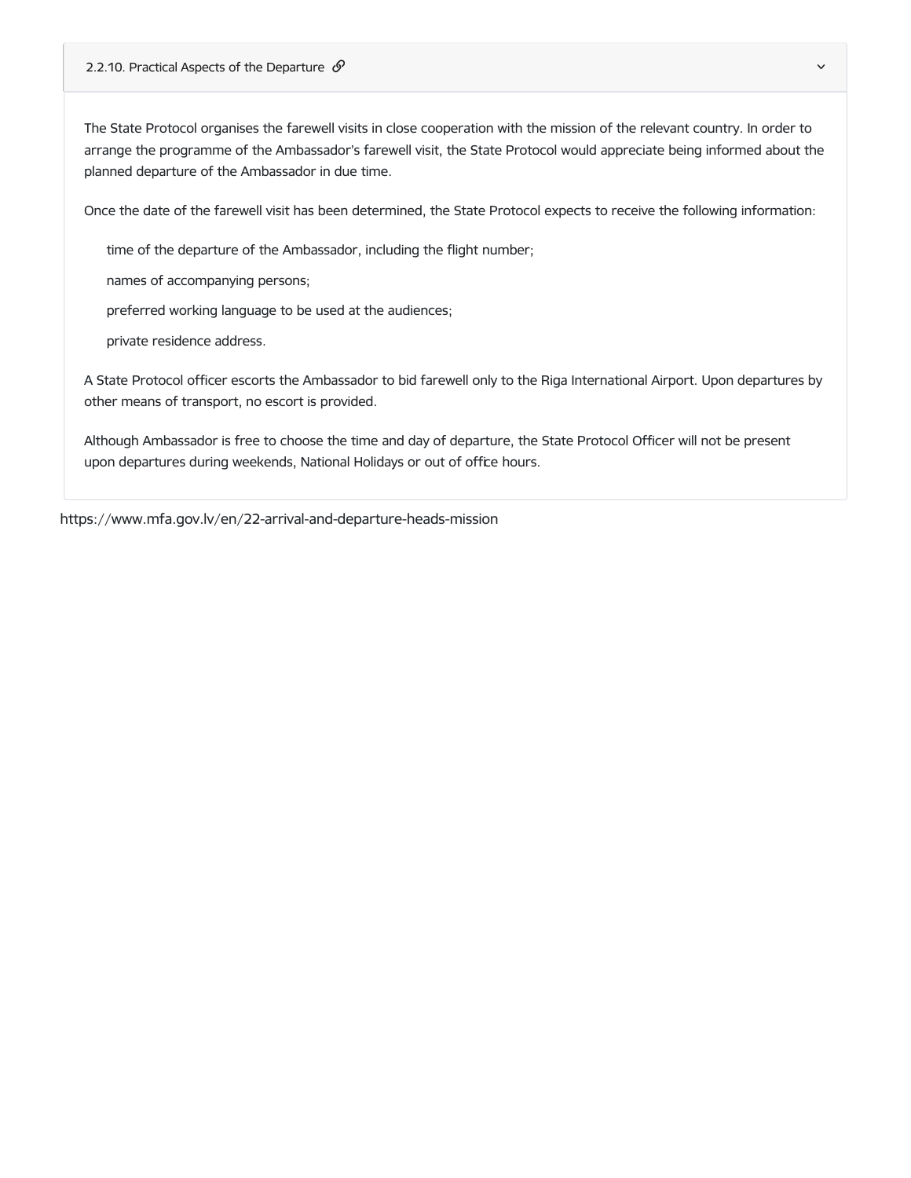### 2.2.10. Practical Aspects of the Departure

The State Protocol organises the farewell visits in close cooperation with the mission of the relevant country. In order to arrange the programme of the Ambassador's farewell visit, the State Protocol would appreciate being informed about the planned departure of the Ambassador in due time.

Once the date of the farewell visit has been determined, the State Protocol expects to receive the following information:

- time of the departure of the Ambassador, including the flight number;
- names of accompanying persons;
- preferred working language to be used at the audiences;
- private residence address.

A State Protocol officer escorts the Ambassador to bid farewell only to the Riga International Airport. Upon departures by other means of transport, no escort is provided.

Although Ambassador is free to choose the time and day of departure, the State Protocol Officer will not be present upon departures during weekends, National Holidays or out of office hours.

https://www.mfa.gov.lv/en/22-arrival-and-departure-heads-mission